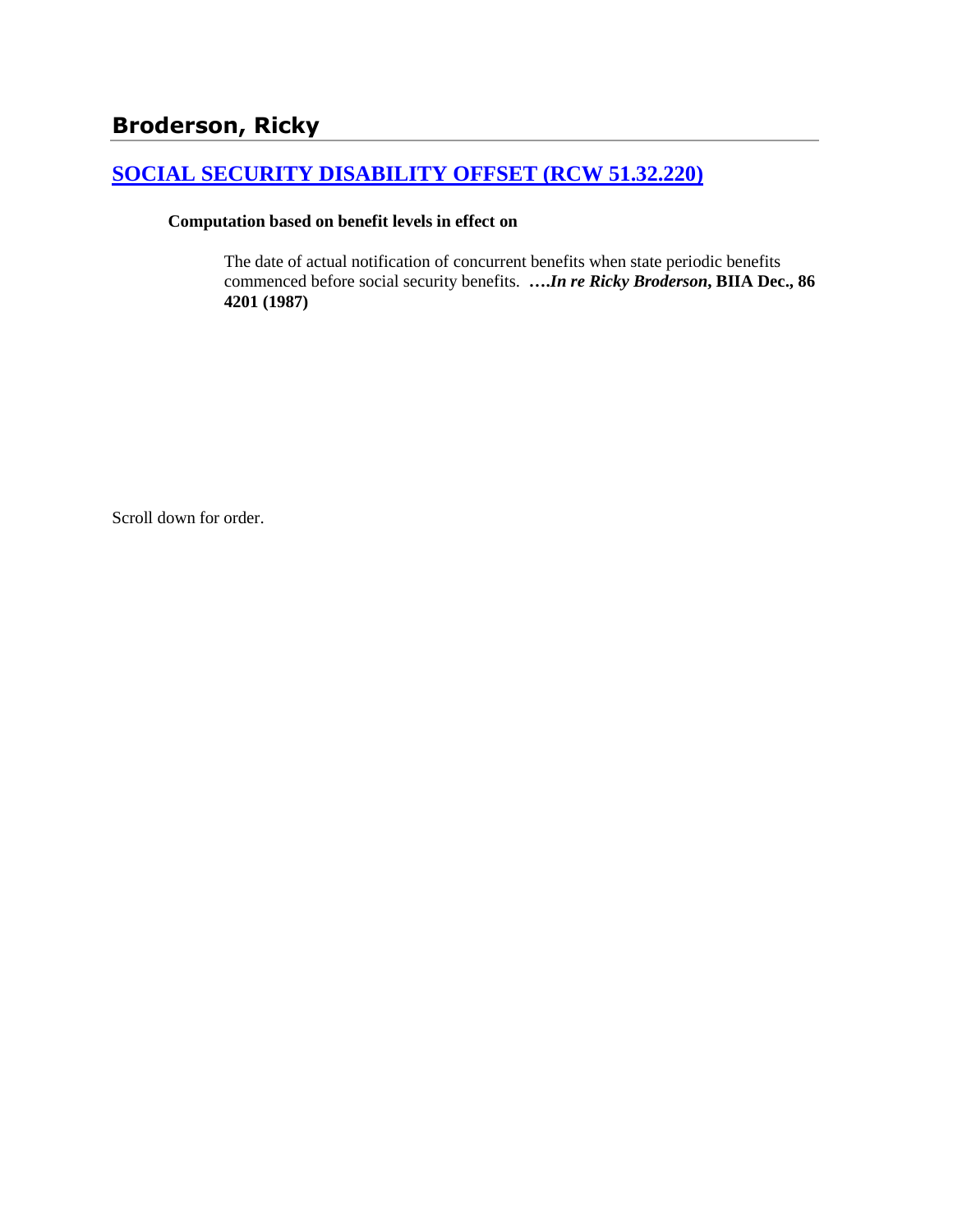## Broderson, Ricky

### [SOCIAL SECURITY DISABILITY OFFSET (RCW 51.32.220)]()

**Computation based on benefit levels in effect on**

> The date of actual notification of concurrent benefits when state periodic benefits commenced before social security benefits. **….*In re Ricky Broderson*, BIIA Dec., 86 4201 (1987)**

Scroll down for order.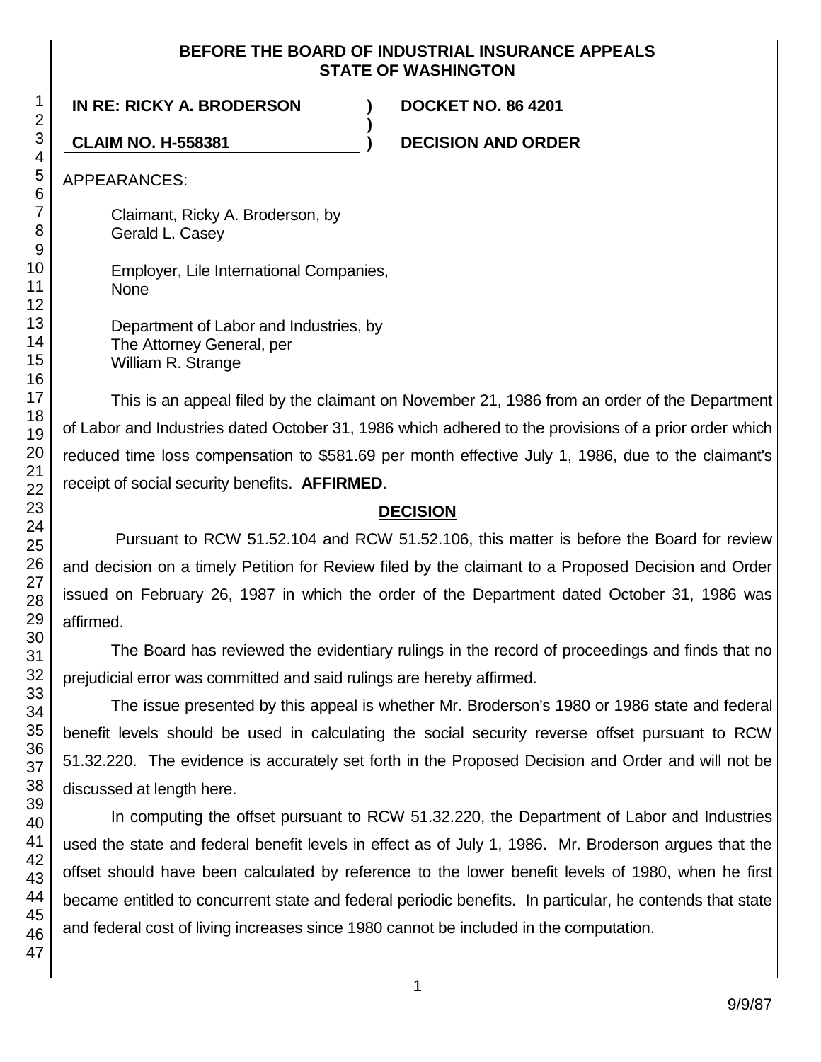**BEFORE THE BOARD OF INDUSTRIAL INSURANCE APPEALS STATE OF WASHINGTON**

**IN RE: RICKY A. BRODERSON** ) **DOCKET NO. 86 4201**
)
**CLAIM NO. H-558381** ) **DECISION AND ORDER**

APPEARANCES:

Claimant, Ricky A. Broderson, by
Gerald L. Casey

Employer, Lile International Companies,
None

Department of Labor and Industries, by
The Attorney General, per
William R. Strange

This is an appeal filed by the claimant on November 21, 1986 from an order of the Department of Labor and Industries dated October 31, 1986 which adhered to the provisions of a prior order which reduced time loss compensation to $581.69 per month effective July 1, 1986, due to the claimant's receipt of social security benefits. **AFFIRMED**.

## DECISION

Pursuant to RCW 51.52.104 and RCW 51.52.106, this matter is before the Board for review and decision on a timely Petition for Review filed by the claimant to a Proposed Decision and Order issued on February 26, 1987 in which the order of the Department dated October 31, 1986 was affirmed.

The Board has reviewed the evidentiary rulings in the record of proceedings and finds that no prejudicial error was committed and said rulings are hereby affirmed.

The issue presented by this appeal is whether Mr. Broderson's 1980 or 1986 state and federal benefit levels should be used in calculating the social security reverse offset pursuant to RCW 51.32.220. The evidence is accurately set forth in the Proposed Decision and Order and will not be discussed at length here.

In computing the offset pursuant to RCW 51.32.220, the Department of Labor and Industries used the state and federal benefit levels in effect as of July 1, 1986. Mr. Broderson argues that the offset should have been calculated by reference to the lower benefit levels of 1980, when he first became entitled to concurrent state and federal periodic benefits. In particular, he contends that state and federal cost of living increases since 1980 cannot be included in the computation.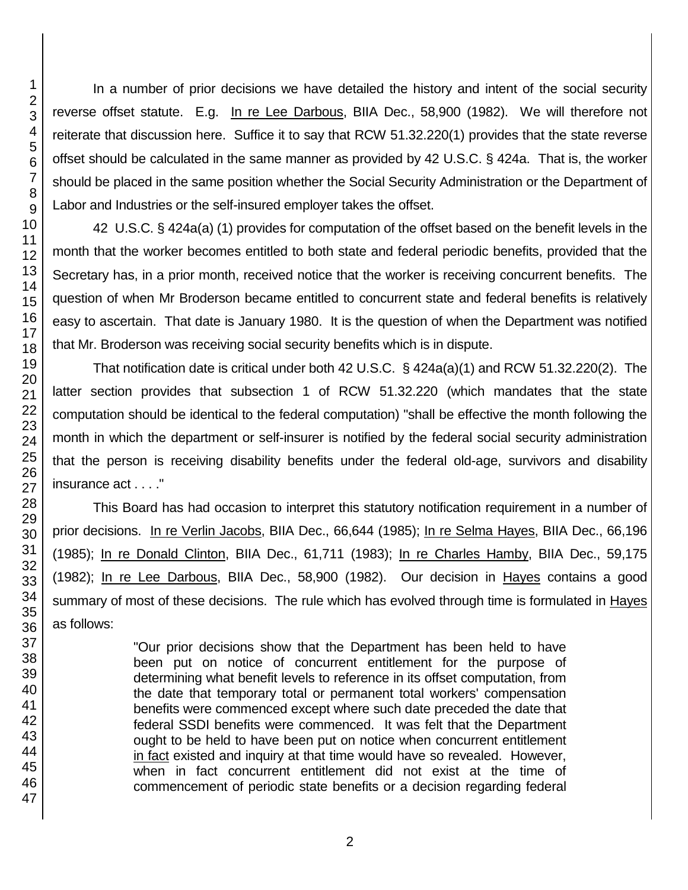In a number of prior decisions we have detailed the history and intent of the social security reverse offset statute. E.g. In re Lee Darbous, BIIA Dec., 58,900 (1982). We will therefore not reiterate that discussion here. Suffice it to say that RCW 51.32.220(1) provides that the state reverse offset should be calculated in the same manner as provided by 42 U.S.C. § 424a. That is, the worker should be placed in the same position whether the Social Security Administration or the Department of Labor and Industries or the self-insured employer takes the offset.

42 U.S.C. § 424a(a) (1) provides for computation of the offset based on the benefit levels in the month that the worker becomes entitled to both state and federal periodic benefits, provided that the Secretary has, in a prior month, received notice that the worker is receiving concurrent benefits. The question of when Mr Broderson became entitled to concurrent state and federal benefits is relatively easy to ascertain. That date is January 1980. It is the question of when the Department was notified that Mr. Broderson was receiving social security benefits which is in dispute.

That notification date is critical under both 42 U.S.C. § 424a(a)(1) and RCW 51.32.220(2). The latter section provides that subsection 1 of RCW 51.32.220 (which mandates that the state computation should be identical to the federal computation) "shall be effective the month following the month in which the department or self-insurer is notified by the federal social security administration that the person is receiving disability benefits under the federal old-age, survivors and disability insurance act . . . ."

This Board has had occasion to interpret this statutory notification requirement in a number of prior decisions. In re Verlin Jacobs, BIIA Dec., 66,644 (1985); In re Selma Hayes, BIIA Dec., 66,196 (1985); In re Donald Clinton, BIIA Dec., 61,711 (1983); In re Charles Hamby, BIIA Dec., 59,175 (1982); In re Lee Darbous, BIIA Dec., 58,900 (1982). Our decision in Hayes contains a good summary of most of these decisions. The rule which has evolved through time is formulated in Hayes as follows:

> "Our prior decisions show that the Department has been held to have been put on notice of concurrent entitlement for the purpose of determining what benefit levels to reference in its offset computation, from the date that temporary total or permanent total workers' compensation benefits were commenced except where such date preceded the date that federal SSDI benefits were commenced. It was felt that the Department ought to be held to have been put on notice when concurrent entitlement in fact existed and inquiry at that time would have so revealed. However, when in fact concurrent entitlement did not exist at the time of commencement of periodic state benefits or a decision regarding federal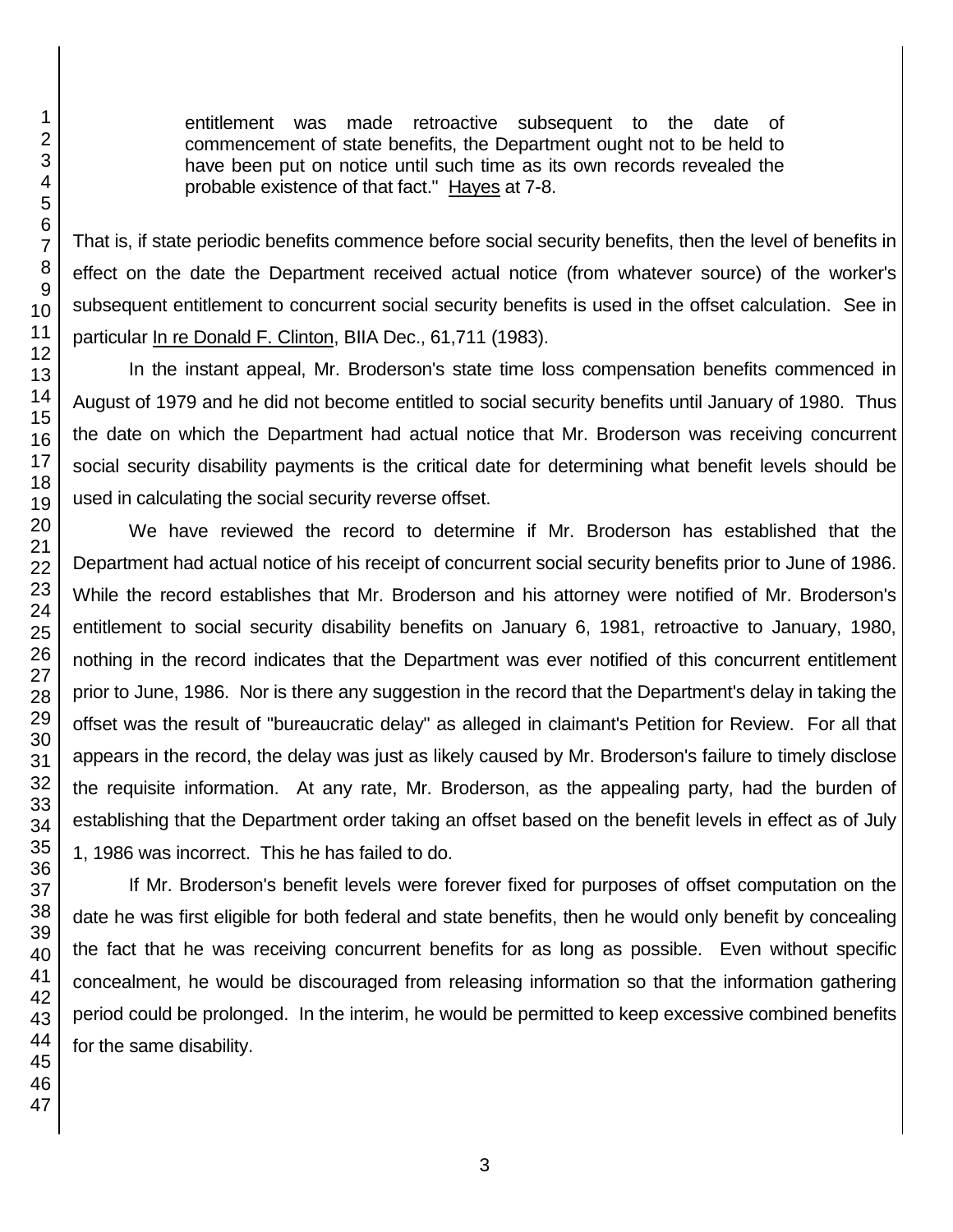> entitlement was made retroactive subsequent to the date of commencement of state benefits, the Department ought not to be held to have been put on notice until such time as its own records revealed the probable existence of that fact." Hayes at 7-8.

That is, if state periodic benefits commence before social security benefits, then the level of benefits in effect on the date the Department received actual notice (from whatever source) of the worker's subsequent entitlement to concurrent social security benefits is used in the offset calculation. See in particular In re Donald F. Clinton, BIIA Dec., 61,711 (1983).

In the instant appeal, Mr. Broderson's state time loss compensation benefits commenced in August of 1979 and he did not become entitled to social security benefits until January of 1980. Thus the date on which the Department had actual notice that Mr. Broderson was receiving concurrent social security disability payments is the critical date for determining what benefit levels should be used in calculating the social security reverse offset.

We have reviewed the record to determine if Mr. Broderson has established that the Department had actual notice of his receipt of concurrent social security benefits prior to June of 1986. While the record establishes that Mr. Broderson and his attorney were notified of Mr. Broderson's entitlement to social security disability benefits on January 6, 1981, retroactive to January, 1980, nothing in the record indicates that the Department was ever notified of this concurrent entitlement prior to June, 1986. Nor is there any suggestion in the record that the Department's delay in taking the offset was the result of "bureaucratic delay" as alleged in claimant's Petition for Review. For all that appears in the record, the delay was just as likely caused by Mr. Broderson's failure to timely disclose the requisite information. At any rate, Mr. Broderson, as the appealing party, had the burden of establishing that the Department order taking an offset based on the benefit levels in effect as of July 1, 1986 was incorrect. This he has failed to do.

If Mr. Broderson's benefit levels were forever fixed for purposes of offset computation on the date he was first eligible for both federal and state benefits, then he would only benefit by concealing the fact that he was receiving concurrent benefits for as long as possible. Even without specific concealment, he would be discouraged from releasing information so that the information gathering period could be prolonged. In the interim, he would be permitted to keep excessive combined benefits for the same disability.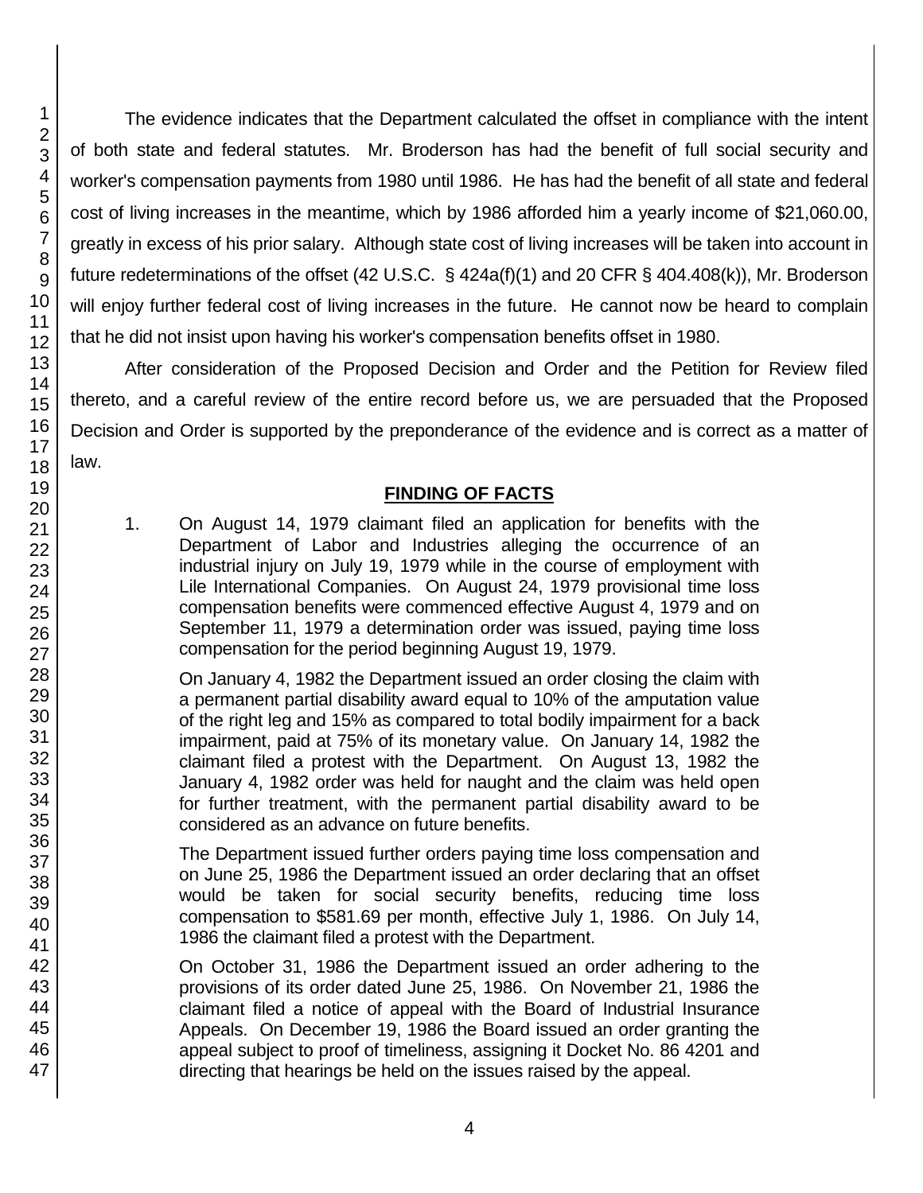The evidence indicates that the Department calculated the offset in compliance with the intent of both state and federal statutes. Mr. Broderson has had the benefit of full social security and worker's compensation payments from 1980 until 1986. He has had the benefit of all state and federal cost of living increases in the meantime, which by 1986 afforded him a yearly income of $21,060.00, greatly in excess of his prior salary. Although state cost of living increases will be taken into account in future redeterminations of the offset (42 U.S.C. § 424a(f)(1) and 20 CFR § 404.408(k)), Mr. Broderson will enjoy further federal cost of living increases in the future. He cannot now be heard to complain that he did not insist upon having his worker's compensation benefits offset in 1980.

After consideration of the Proposed Decision and Order and the Petition for Review filed thereto, and a careful review of the entire record before us, we are persuaded that the Proposed Decision and Order is supported by the preponderance of the evidence and is correct as a matter of law.

## FINDING OF FACTS

1. On August 14, 1979 claimant filed an application for benefits with the Department of Labor and Industries alleging the occurrence of an industrial injury on July 19, 1979 while in the course of employment with Lile International Companies. On August 24, 1979 provisional time loss compensation benefits were commenced effective August 4, 1979 and on September 11, 1979 a determination order was issued, paying time loss compensation for the period beginning August 19, 1979.

   On January 4, 1982 the Department issued an order closing the claim with a permanent partial disability award equal to 10% of the amputation value of the right leg and 15% as compared to total bodily impairment for a back impairment, paid at 75% of its monetary value. On January 14, 1982 the claimant filed a protest with the Department. On August 13, 1982 the January 4, 1982 order was held for naught and the claim was held open for further treatment, with the permanent partial disability award to be considered as an advance on future benefits.

   The Department issued further orders paying time loss compensation and on June 25, 1986 the Department issued an order declaring that an offset would be taken for social security benefits, reducing time loss compensation to $581.69 per month, effective July 1, 1986. On July 14, 1986 the claimant filed a protest with the Department.

   On October 31, 1986 the Department issued an order adhering to the provisions of its order dated June 25, 1986. On November 21, 1986 the claimant filed a notice of appeal with the Board of Industrial Insurance Appeals. On December 19, 1986 the Board issued an order granting the appeal subject to proof of timeliness, assigning it Docket No. 86 4201 and directing that hearings be held on the issues raised by the appeal.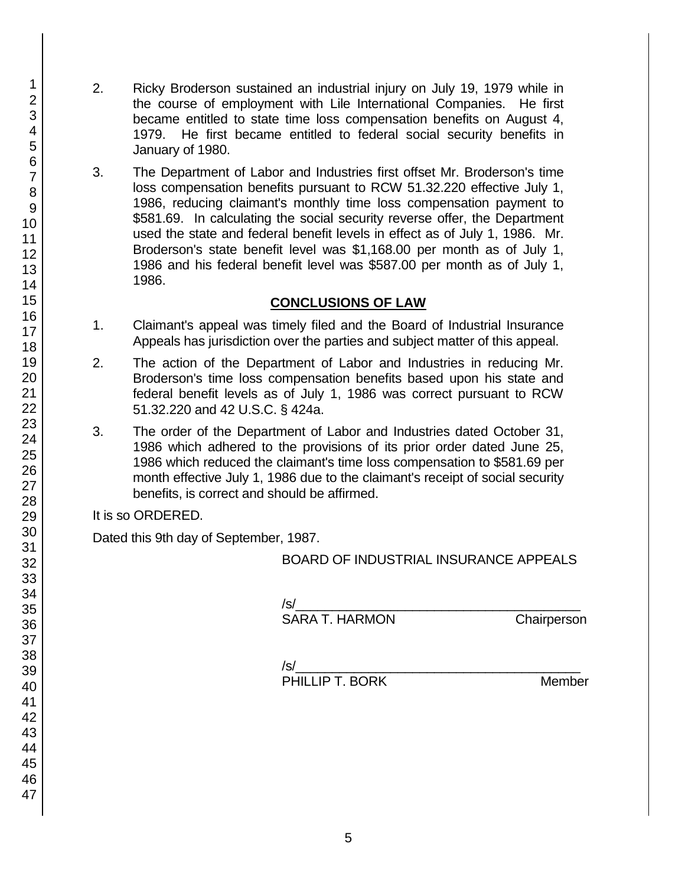2. Ricky Broderson sustained an industrial injury on July 19, 1979 while in the course of employment with Lile International Companies. He first became entitled to state time loss compensation benefits on August 4, 1979. He first became entitled to federal social security benefits in January of 1980.

3. The Department of Labor and Industries first offset Mr. Broderson's time loss compensation benefits pursuant to RCW 51.32.220 effective July 1, 1986, reducing claimant's monthly time loss compensation payment to $581.69. In calculating the social security reverse offer, the Department used the state and federal benefit levels in effect as of July 1, 1986. Mr. Broderson's state benefit level was $1,168.00 per month as of July 1, 1986 and his federal benefit level was $587.00 per month as of July 1, 1986.

## CONCLUSIONS OF LAW

1. Claimant's appeal was timely filed and the Board of Industrial Insurance Appeals has jurisdiction over the parties and subject matter of this appeal.

2. The action of the Department of Labor and Industries in reducing Mr. Broderson's time loss compensation benefits based upon his state and federal benefit levels as of July 1, 1986 was correct pursuant to RCW 51.32.220 and 42 U.S.C. § 424a.

3. The order of the Department of Labor and Industries dated October 31, 1986 which adhered to the provisions of its prior order dated June 25, 1986 which reduced the claimant's time loss compensation to $581.69 per month effective July 1, 1986 due to the claimant's receipt of social security benefits, is correct and should be affirmed.

It is so ORDERED.

Dated this 9th day of September, 1987.

BOARD OF INDUSTRIAL INSURANCE APPEALS

/s/________________________________________
SARA T. HARMON Chairperson

/s/________________________________________
PHILLIP T. BORK Member